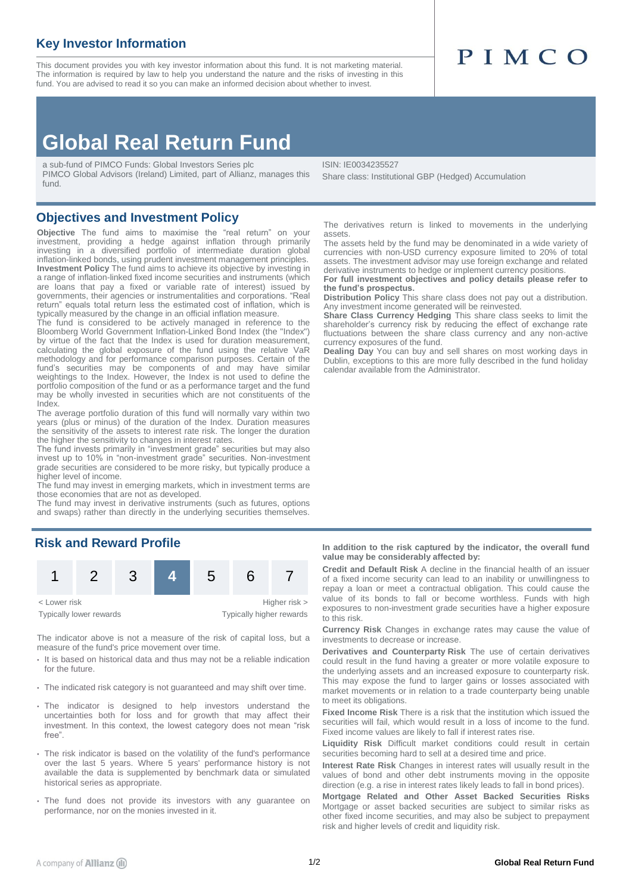## Key Investor Information

This document provides you with key investor information about this fund. It is not marketing material. The information is required by law to help you understand the nature and the risks of investing in this fund. You are advised to read it so you can make an informed decision about whether to invest.

PIMCO

# Global Real Return Fund

a sub-fund of PIMCO Funds: Global Investors Series plc
PIMCO Global Advisors (Ireland) Limited, part of Allianz, manages this fund.

ISIN: IE0034235527
Share class: Institutional GBP (Hedged) Accumulation

## Objectives and Investment Policy

**Objective** The fund aims to maximise the "real return" on your investment, providing a hedge against inflation through primarily investing in a diversified portfolio of intermediate duration global inflation-linked bonds, using prudent investment management principles.
**Investment Policy** The fund aims to achieve its objective by investing in a range of inflation-linked fixed income securities and instruments (which are loans that pay a fixed or variable rate of interest) issued by governments, their agencies or instrumentalities and corporations. "Real return" equals total return less the estimated cost of inflation, which is typically measured by the change in an official inflation measure.
The fund is considered to be actively managed in reference to the Bloomberg World Government Inflation-Linked Bond Index (the "Index") by virtue of the fact that the Index is used for duration measurement, calculating the global exposure of the fund using the relative VaR methodology and for performance comparison purposes. Certain of the fund's securities may be components of and may have similar weightings to the Index. However, the Index is not used to define the portfolio composition of the fund or as a performance target and the fund may be wholly invested in securities which are not constituents of the Index.
The average portfolio duration of this fund will normally vary within two years (plus or minus) of the duration of the Index. Duration measures the sensitivity of the assets to interest rate risk. The longer the duration the higher the sensitivity to changes in interest rates.
The fund invests primarily in "investment grade" securities but may also invest up to 10% in "non-investment grade" securities. Non-investment grade securities are considered to be more risky, but typically produce a higher level of income.
The fund may invest in emerging markets, which in investment terms are those economies that are not as developed.
The fund may invest in derivative instruments (such as futures, options and swaps) rather than directly in the underlying securities themselves.
The derivatives return is linked to movements in the underlying assets.
The assets held by the fund may be denominated in a wide variety of currencies with non-USD currency exposure limited to 20% of total assets. The investment advisor may use foreign exchange and related derivative instruments to hedge or implement currency positions.
**For full investment objectives and policy details please refer to the fund's prospectus.**
**Distribution Policy** This share class does not pay out a distribution. Any investment income generated will be reinvested.
**Share Class Currency Hedging** This share class seeks to limit the shareholder's currency risk by reducing the effect of exchange rate fluctuations between the share class currency and any non-active currency exposures of the fund.
**Dealing Day** You can buy and sell shares on most working days in Dublin, exceptions to this are more fully described in the fund holiday calendar available from the Administrator.

## Risk and Reward Profile

| 1 | 2 | 3 | **4** | 5 | 6 | 7 |
|---|---|---|---|---|---|---|

< Lower risk — Higher risk >
Typically lower rewards — Typically higher rewards

The indicator above is not a measure of the risk of capital loss, but a measure of the fund's price movement over time.

- It is based on historical data and thus may not be a reliable indication for the future.
- The indicated risk category is not guaranteed and may shift over time.
- The indicator is designed to help investors understand the uncertainties both for loss and for growth that may affect their investment. In this context, the lowest category does not mean "risk free".
- The risk indicator is based on the volatility of the fund's performance over the last 5 years. Where 5 years' performance history is not available the data is supplemented by benchmark data or simulated historical series as appropriate.
- The fund does not provide its investors with any guarantee on performance, nor on the monies invested in it.

**In addition to the risk captured by the indicator, the overall fund value may be considerably affected by:**

**Credit and Default Risk** A decline in the financial health of an issuer of a fixed income security can lead to an inability or unwillingness to repay a loan or meet a contractual obligation. This could cause the value of its bonds to fall or become worthless. Funds with high exposures to non-investment grade securities have a higher exposure to this risk.

**Currency Risk** Changes in exchange rates may cause the value of investments to decrease or increase.

**Derivatives and Counterparty Risk** The use of certain derivatives could result in the fund having a greater or more volatile exposure to the underlying assets and an increased exposure to counterparty risk. This may expose the fund to larger gains or losses associated with market movements or in relation to a trade counterparty being unable to meet its obligations.

**Fixed Income Risk** There is a risk that the institution which issued the securities will fail, which would result in a loss of income to the fund. Fixed income values are likely to fall if interest rates rise.

**Liquidity Risk** Difficult market conditions could result in certain securities becoming hard to sell at a desired time and price.

**Interest Rate Risk** Changes in interest rates will usually result in the values of bond and other debt instruments moving in the opposite direction (e.g. a rise in interest rates likely leads to fall in bond prices).

**Mortgage Related and Other Asset Backed Securities Risks** Mortgage or asset backed securities are subject to similar risks as other fixed income securities, and may also be subject to prepayment risk and higher levels of credit and liquidity risk.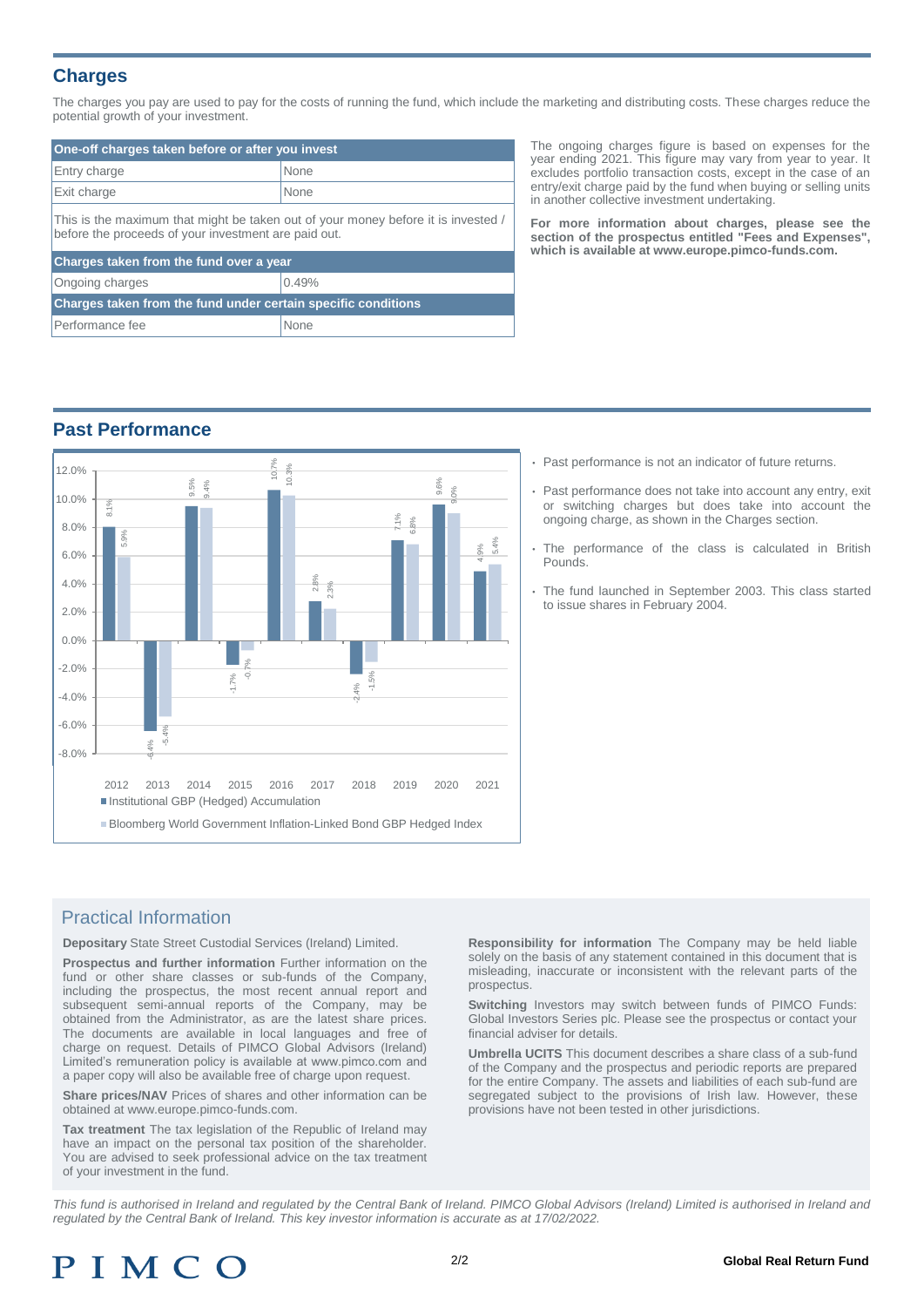## Charges

The charges you pay are used to pay for the costs of running the fund, which include the marketing and distributing costs. These charges reduce the potential growth of your investment.

| One-off charges taken before or after you invest | |
|---|---|
| Entry charge | None |
| Exit charge | None |
| This is the maximum that might be taken out of your money before it is invested / before the proceeds of your investment are paid out. | |
| **Charges taken from the fund over a year** | |
| Ongoing charges | 0.49% |
| **Charges taken from the fund under certain specific conditions** | |
| Performance fee | None |

The ongoing charges figure is based on expenses for the year ending 2021. This figure may vary from year to year. It excludes portfolio transaction costs, except in the case of an entry/exit charge paid by the fund when buying or selling units in another collective investment undertaking.

**For more information about charges, please see the section of the prospectus entitled "Fees and Expenses", which is available at www.europe.pimco-funds.com.**

## Past Performance

12.0%
10.0%
8.0%
6.0%
4.0%
2.0%
0.0%
-2.0%
-4.0%
-6.0%
-8.0%

8.1% 5.9% -6.4% -5.4% 9.5% 9.4% -1.7% -0.7% 10.7% 10.3% 2.8% 2.3% -2.4% -1.5% 7.1% 6.8% 9.6% 9.0% 4.9% 5.4%

2012 2013 2014 2015 2016 2017 2018 2019 2020 2021

Institutional GBP (Hedged) Accumulation

Bloomberg World Government Inflation-Linked Bond GBP Hedged Index

- Past performance is not an indicator of future returns.
- Past performance does not take into account any entry, exit or switching charges but does take into account the ongoing charge, as shown in the Charges section.
- The performance of the class is calculated in British Pounds.
- The fund launched in September 2003. This class started to issue shares in February 2004.

## Practical Information

**Depositary** State Street Custodial Services (Ireland) Limited.

**Prospectus and further information** Further information on the fund or other share classes or sub-funds of the Company, including the prospectus, the most recent annual report and subsequent semi-annual reports of the Company, may be obtained from the Administrator, as are the latest share prices. The documents are available in local languages and free of charge on request. Details of PIMCO Global Advisors (Ireland) Limited's remuneration policy is available at www.pimco.com and a paper copy will also be available free of charge upon request.

**Share prices/NAV** Prices of shares and other information can be obtained at www.europe.pimco-funds.com.

**Tax treatment** The tax legislation of the Republic of Ireland may have an impact on the personal tax position of the shareholder. You are advised to seek professional advice on the tax treatment of your investment in the fund.

**Responsibility for information** The Company may be held liable solely on the basis of any statement contained in this document that is misleading, inaccurate or inconsistent with the relevant parts of the prospectus.

**Switching** Investors may switch between funds of PIMCO Funds: Global Investors Series plc. Please see the prospectus or contact your financial adviser for details.

**Umbrella UCITS** This document describes a share class of a sub-fund of the Company and the prospectus and periodic reports are prepared for the entire Company. The assets and liabilities of each sub-fund are segregated subject to the provisions of Irish law. However, these provisions have not been tested in other jurisdictions.

*This fund is authorised in Ireland and regulated by the Central Bank of Ireland. PIMCO Global Advisors (Ireland) Limited is authorised in Ireland and regulated by the Central Bank of Ireland. This key investor information is accurate as at 17/02/2022.*

PIMCO

**Global Real Return Fund**